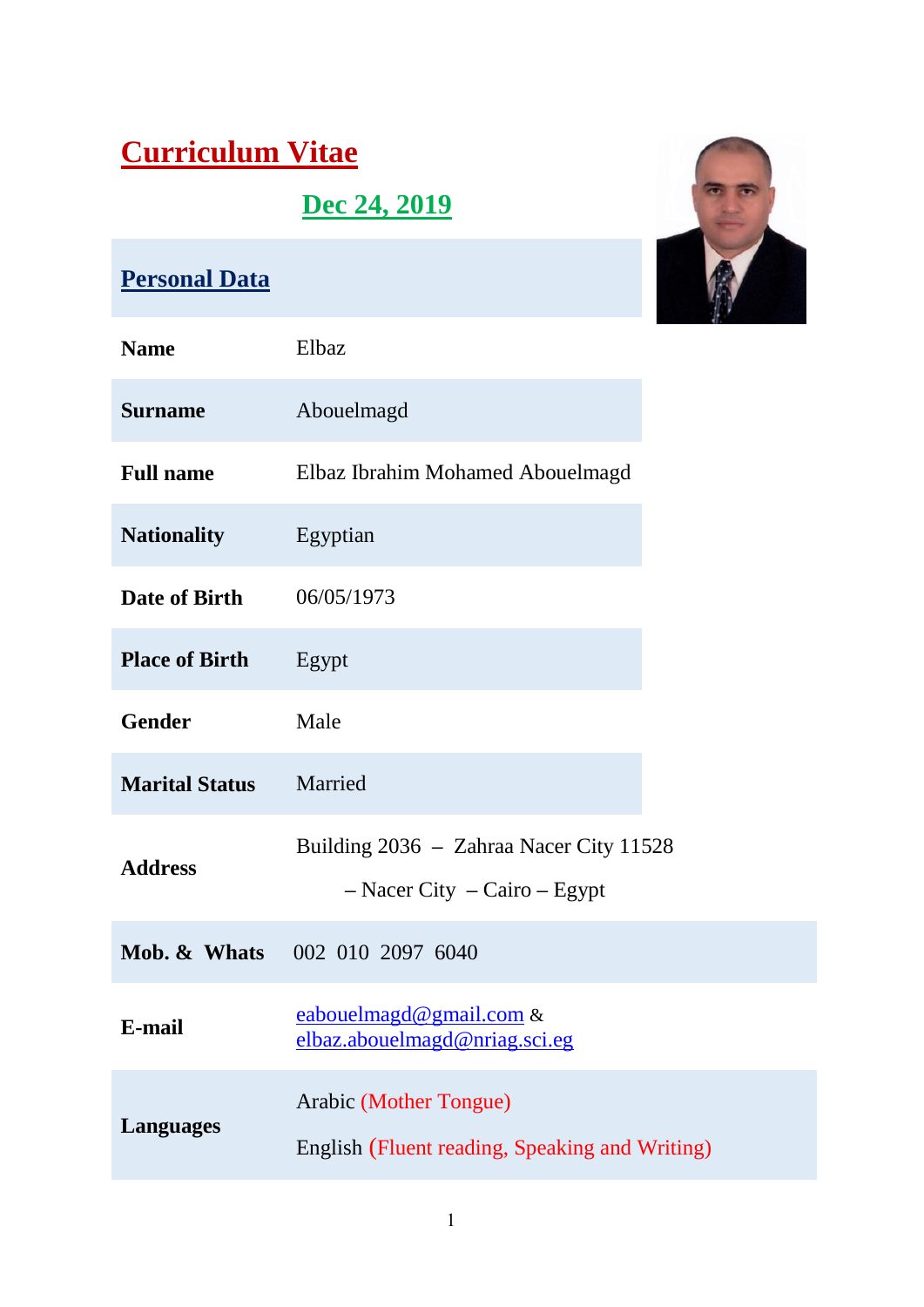# Curriculum Vitae

## Dec 24, 2019

## Personal Data

| | |
|---|---|
| **Name** | Elbaz |
| **Surname** | Abouelmagd |
| **Full name** | Elbaz Ibrahim Mohamed Abouelmagd |
| **Nationality** | Egyptian |
| **Date of Birth** | 06/05/1973 |
| **Place of Birth** | Egypt |
| **Gender** | Male |
| **Marital Status** | Married |
| **Address** | Building 2036 – Zahraa Nacer City 11528 – Nacer City – Cairo – Egypt |
| **Mob. & Whats** | 002 010 2097 6040 |
| **E-mail** | eabouelmagd@gmail.com & elbaz.abouelmagd@nriag.sci.eg |
| **Languages** | Arabic (Mother Tongue)<br>English (Fluent reading, Speaking and Writing) |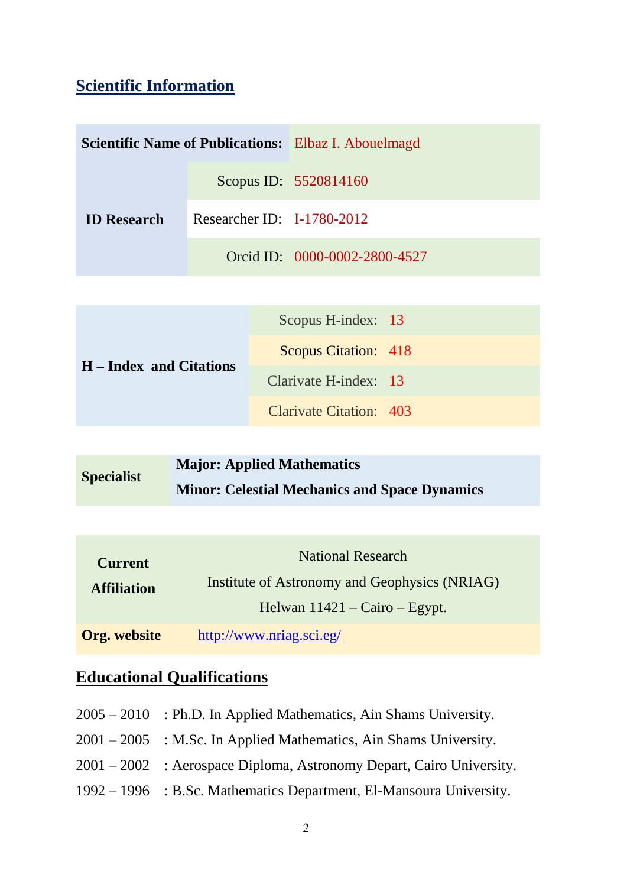## Scientific Information

| **Scientific Name of Publications:** | | Elbaz I. Abouelmagd |
|---|---|---|
| **ID Research** | Scopus ID: | 5520814160 |
| | Researcher ID: | I-1780-2012 |
| | Orcid ID: | 0000-0002-2800-4527 |

| **H – Index and Citations** | | |
|---|---|---|
| | Scopus H-index: | 13 |
| | Scopus Citation: | 418 |
| | Clarivate H-index: | 13 |
| | Clarivate Citation: | 403 |

| **Specialist** | **Major: Applied Mathematics**<br>**Minor: Celestial Mechanics and Space Dynamics** |
|---|---|

| **Current Affiliation** | National Research<br>Institute of Astronomy and Geophysics (NRIAG)<br>Helwan 11421 – Cairo – Egypt. |
|---|---|
| **Org. website** | http://www.nriag.sci.eg/ |

## Educational Qualifications

2005 – 2010 : Ph.D. In Applied Mathematics, Ain Shams University.

2001 – 2005 : M.Sc. In Applied Mathematics, Ain Shams University.

2001 – 2002 : Aerospace Diploma, Astronomy Depart, Cairo University.

1992 – 1996 : B.Sc. Mathematics Department, El-Mansoura University.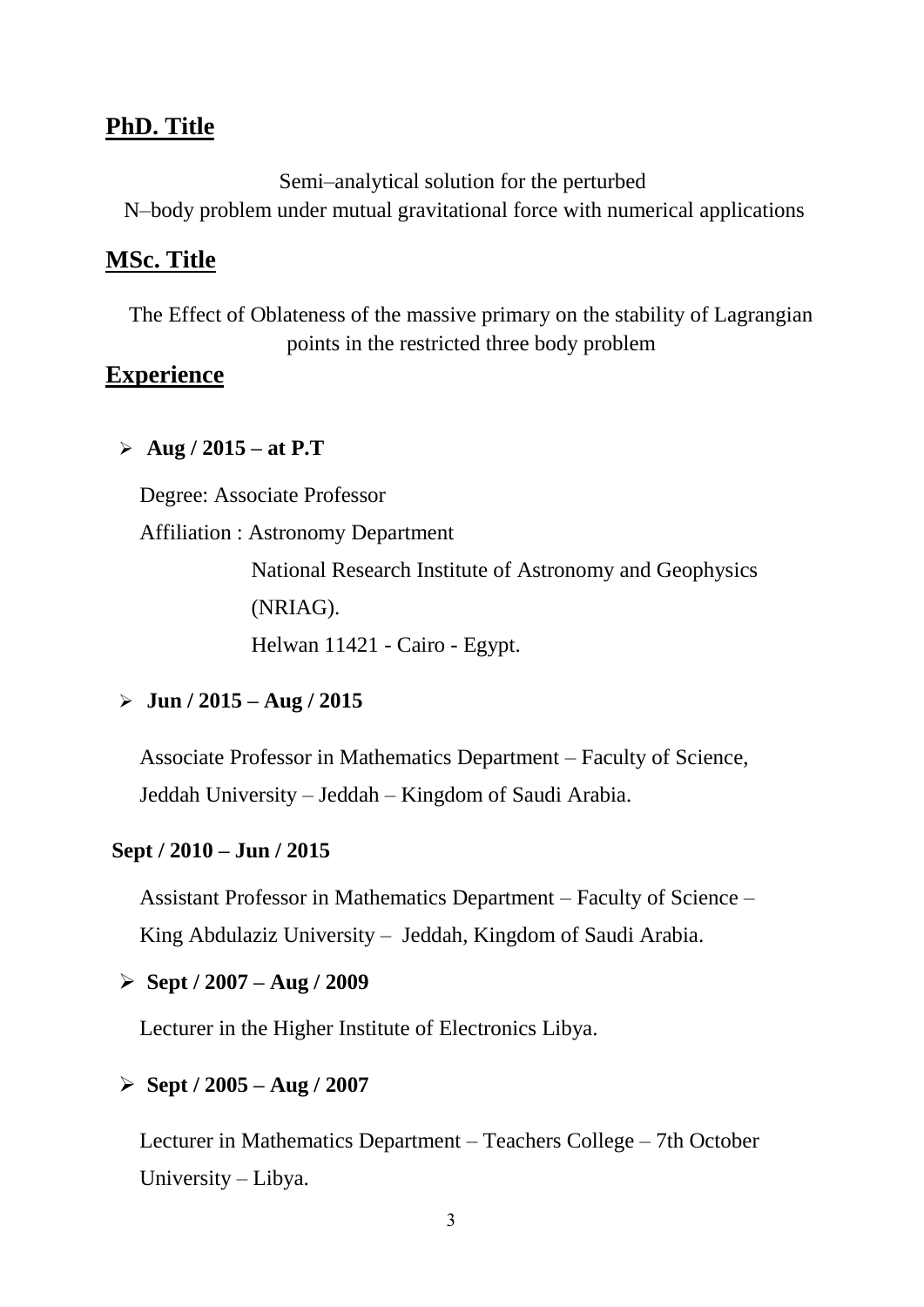## PhD. Title

Semi–analytical solution for the perturbed N–body problem under mutual gravitational force with numerical applications

## MSc. Title

The Effect of Oblateness of the massive primary on the stability of Lagrangian points in the restricted three body problem

## Experience

- **Aug / 2015 – at P.T**

  Degree: Associate Professor

  Affiliation : Astronomy Department
  National Research Institute of Astronomy and Geophysics (NRIAG).
  Helwan 11421 - Cairo - Egypt.

- **Jun / 2015 – Aug / 2015**

  Associate Professor in Mathematics Department – Faculty of Science, Jeddah University – Jeddah – Kingdom of Saudi Arabia.

**Sept / 2010 – Jun / 2015**

Assistant Professor in Mathematics Department – Faculty of Science – King Abdulaziz University – Jeddah, Kingdom of Saudi Arabia.

- **Sept / 2007 – Aug / 2009**

  Lecturer in the Higher Institute of Electronics Libya.

- **Sept / 2005 – Aug / 2007**

  Lecturer in Mathematics Department – Teachers College – 7th October University – Libya.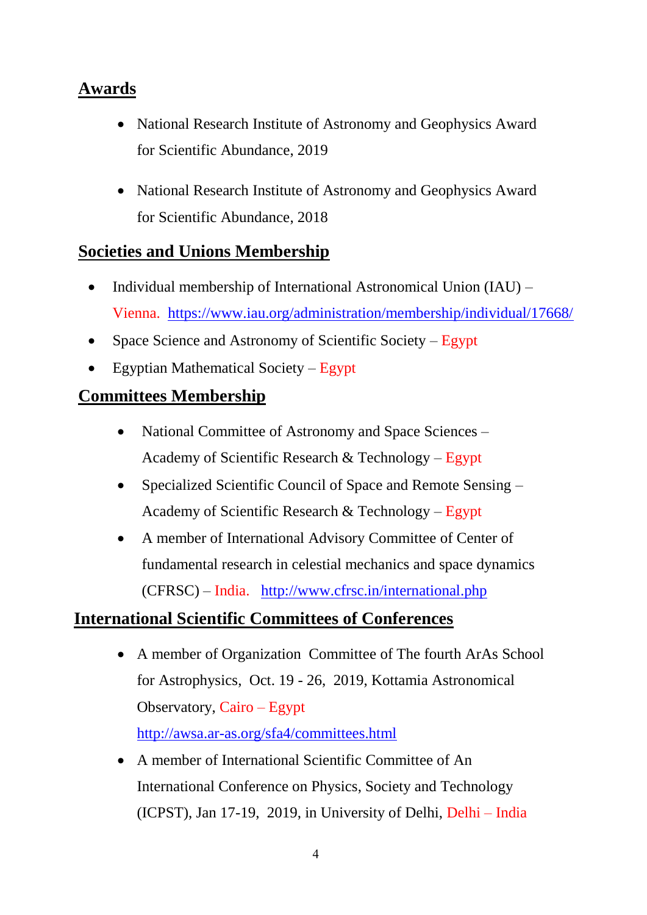## Awards

- National Research Institute of Astronomy and Geophysics Award for Scientific Abundance, 2019

- National Research Institute of Astronomy and Geophysics Award for Scientific Abundance, 2018

## Societies and Unions Membership

- Individual membership of International Astronomical Union (IAU) – Vienna. https://www.iau.org/administration/membership/individual/17668/
- Space Science and Astronomy of Scientific Society – Egypt
- Egyptian Mathematical Society – Egypt

## Committees Membership

- National Committee of Astronomy and Space Sciences – Academy of Scientific Research & Technology – Egypt
- Specialized Scientific Council of Space and Remote Sensing – Academy of Scientific Research & Technology – Egypt
- A member of International Advisory Committee of Center of fundamental research in celestial mechanics and space dynamics (CFRSC) – India. http://www.cfrsc.in/international.php

## International Scientific Committees of Conferences

- A member of Organization Committee of The fourth ArAs School for Astrophysics, Oct. 19 - 26, 2019, Kottamia Astronomical Observatory, Cairo – Egypt
  http://awsa.ar-as.org/sfa4/committees.html
- A member of International Scientific Committee of An International Conference on Physics, Society and Technology (ICPST), Jan 17-19, 2019, in University of Delhi, Delhi – India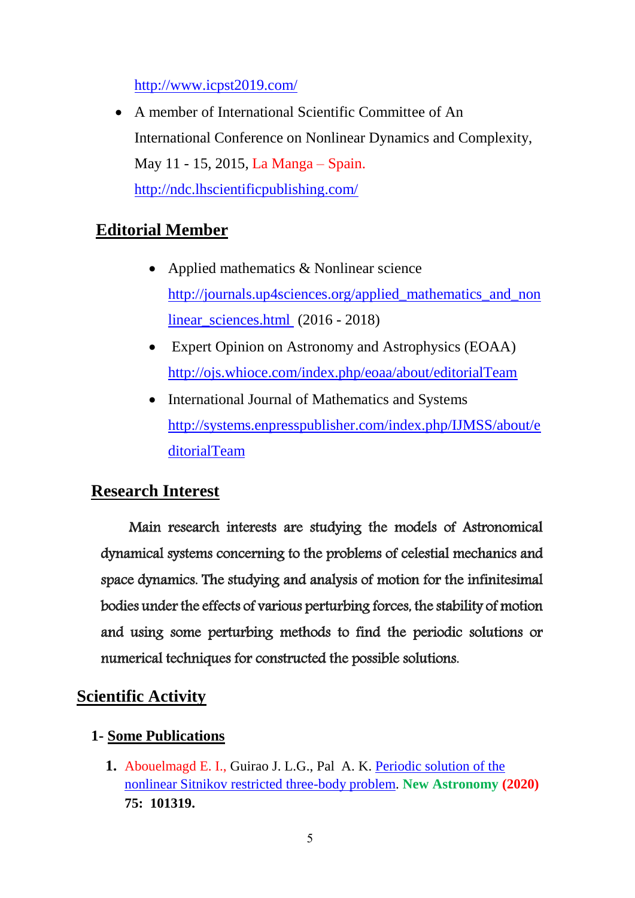http://www.icpst2019.com/

- A member of International Scientific Committee of An International Conference on Nonlinear Dynamics and Complexity, May 11 - 15, 2015, La Manga – Spain. http://ndc.lhscientificpublishing.com/

## Editorial Member

- Applied mathematics & Nonlinear science http://journals.up4sciences.org/applied_mathematics_and_nonlinear_sciences.html (2016 - 2018)
- Expert Opinion on Astronomy and Astrophysics (EOAA) http://ojs.whioce.com/index.php/eoaa/about/editorialTeam
- International Journal of Mathematics and Systems http://systems.enpresspublisher.com/index.php/IJMSS/about/editorialTeam

## Research Interest

Main research interests are studying the models of Astronomical dynamical systems concerning to the problems of celestial mechanics and space dynamics. The studying and analysis of motion for the infinitesimal bodies under the effects of various perturbing forces, the stability of motion and using some perturbing methods to find the periodic solutions or numerical techniques for constructed the possible solutions.

## Scientific Activity

### 1- Some Publications

1. Abouelmagd E. I., Guirao J. L.G., Pal A. K. Periodic solution of the nonlinear Sitnikov restricted three-body problem. **New Astronomy (2020) 75: 101319.**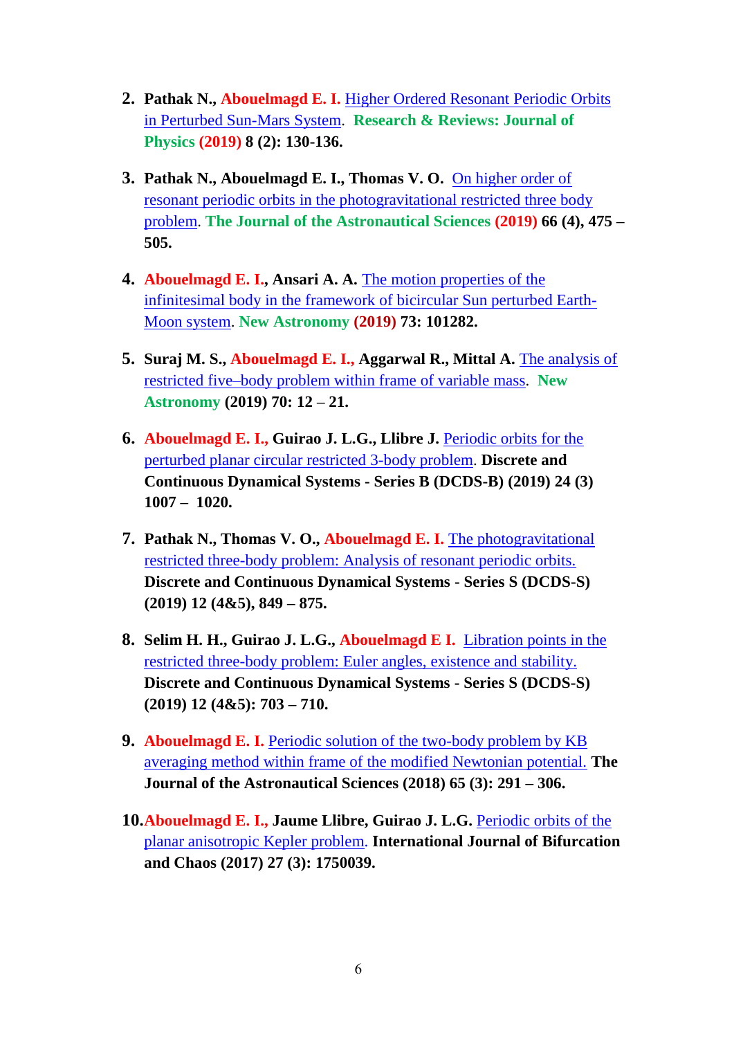2. **Pathak N., Abouelmagd E. I.** Higher Ordered Resonant Periodic Orbits in Perturbed Sun-Mars System. **Research & Reviews: Journal of Physics (2019) 8 (2): 130-136.**

3. **Pathak N., Abouelmagd E. I., Thomas V. O.** On higher order of resonant periodic orbits in the photogravitational restricted three body problem. **The Journal of the Astronautical Sciences (2019) 66 (4), 475 – 505.**

4. **Abouelmagd E. I., Ansari A. A.** The motion properties of the infinitesimal body in the framework of bicircular Sun perturbed Earth-Moon system. **New Astronomy (2019) 73: 101282.**

5. **Suraj M. S., Abouelmagd E. I., Aggarwal R., Mittal A.** The analysis of restricted five–body problem within frame of variable mass. **New Astronomy (2019) 70: 12 – 21.**

6. **Abouelmagd E. I., Guirao J. L.G., Llibre J.** Periodic orbits for the perturbed planar circular restricted 3-body problem. **Discrete and Continuous Dynamical Systems - Series B (DCDS-B) (2019) 24 (3) 1007 – 1020.**

7. **Pathak N., Thomas V. O., Abouelmagd E. I.** The photogravitational restricted three-body problem: Analysis of resonant periodic orbits. **Discrete and Continuous Dynamical Systems - Series S (DCDS-S) (2019) 12 (4&5), 849 – 875.**

8. **Selim H. H., Guirao J. L.G., Abouelmagd E I.** Libration points in the restricted three-body problem: Euler angles, existence and stability. **Discrete and Continuous Dynamical Systems - Series S (DCDS-S) (2019) 12 (4&5): 703 – 710.**

9. **Abouelmagd E. I.** Periodic solution of the two-body problem by KB averaging method within frame of the modified Newtonian potential. **The Journal of the Astronautical Sciences (2018) 65 (3): 291 – 306.**

10. **Abouelmagd E. I., Jaume Llibre, Guirao J. L.G.** Periodic orbits of the planar anisotropic Kepler problem. **International Journal of Bifurcation and Chaos (2017) 27 (3): 1750039.**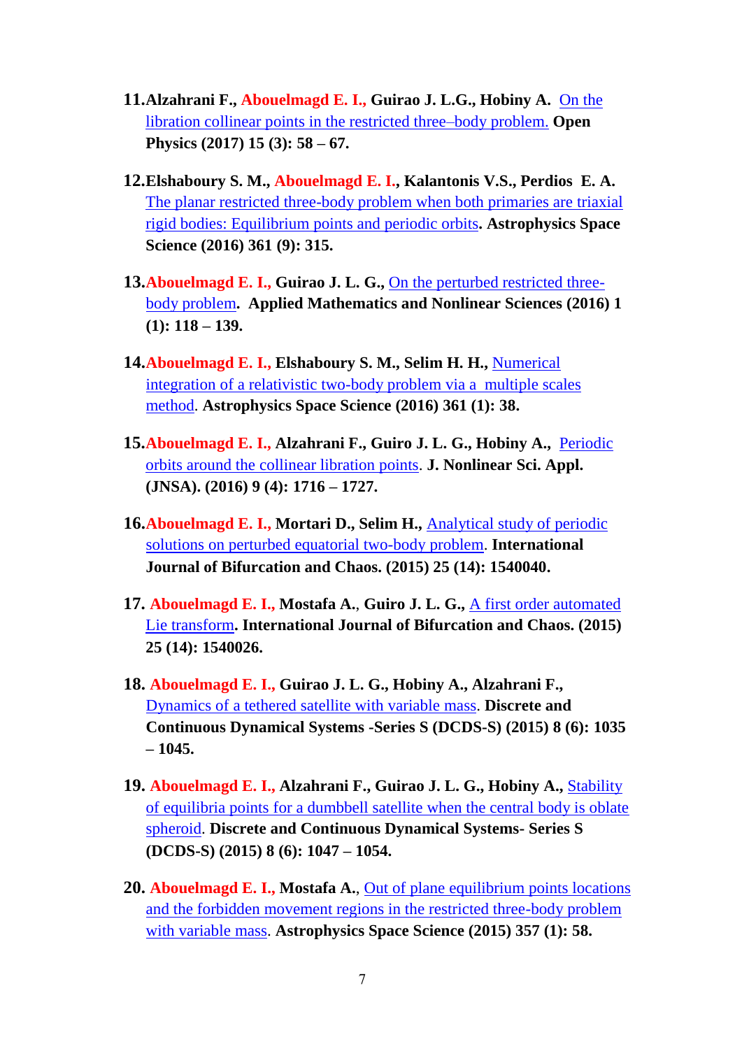11. **Alzahrani F., Abouelmagd E. I., Guirao J. L.G., Hobiny A.** On the libration collinear points in the restricted three–body problem. **Open Physics (2017) 15 (3): 58 – 67.**

12. **Elshaboury S. M., Abouelmagd E. I., Kalantonis V.S., Perdios E. A.** The planar restricted three-body problem when both primaries are triaxial rigid bodies: Equilibrium points and periodic orbits**. Astrophysics Space Science (2016) 361 (9): 315.**

13. **Abouelmagd E. I., Guirao J. L. G.,** On the perturbed restricted three-body problem**. Applied Mathematics and Nonlinear Sciences (2016) 1 (1): 118 – 139.**

14. **Abouelmagd E. I., Elshaboury S. M., Selim H. H.,** Numerical integration of a relativistic two-body problem via a multiple scales method. **Astrophysics Space Science (2016) 361 (1): 38.**

15. **Abouelmagd E. I., Alzahrani F., Guiro J. L. G., Hobiny A.,** Periodic orbits around the collinear libration points. **J. Nonlinear Sci. Appl. (JNSA). (2016) 9 (4): 1716 – 1727.**

16. **Abouelmagd E. I., Mortari D., Selim H.,** Analytical study of periodic solutions on perturbed equatorial two-body problem. **International Journal of Bifurcation and Chaos. (2015) 25 (14): 1540040.**

17. **Abouelmagd E. I., Mostafa A.**, **Guiro J. L. G.,** A first order automated Lie transform**. International Journal of Bifurcation and Chaos. (2015) 25 (14): 1540026.**

18. **Abouelmagd E. I., Guirao J. L. G., Hobiny A., Alzahrani F.,** Dynamics of a tethered satellite with variable mass. **Discrete and Continuous Dynamical Systems -Series S (DCDS-S) (2015) 8 (6): 1035 – 1045.**

19. **Abouelmagd E. I., Alzahrani F., Guirao J. L. G., Hobiny A.,** Stability of equilibria points for a dumbbell satellite when the central body is oblate spheroid. **Discrete and Continuous Dynamical Systems- Series S (DCDS-S) (2015) 8 (6): 1047 – 1054.**

20. **Abouelmagd E. I., Mostafa A.**, Out of plane equilibrium points locations and the forbidden movement regions in the restricted three-body problem with variable mass. **Astrophysics Space Science (2015) 357 (1): 58.**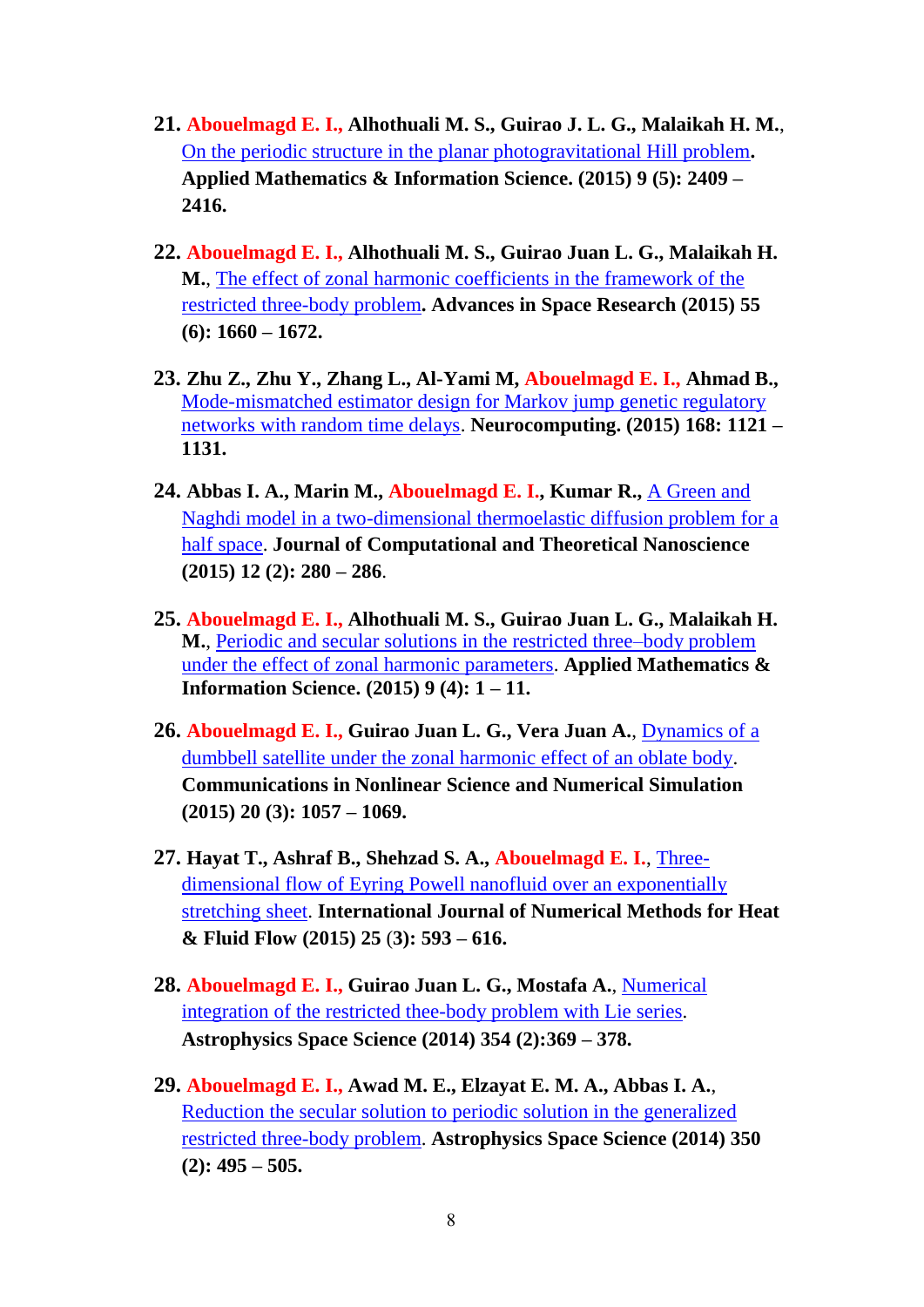21. **Abouelmagd E. I., Alhothuali M. S., Guirao J. L. G., Malaikah H. M.**, On the periodic structure in the planar photogravitational Hill problem. **Applied Mathematics & Information Science. (2015) 9 (5): 2409 – 2416.**

22. **Abouelmagd E. I., Alhothuali M. S., Guirao Juan L. G., Malaikah H. M.**, The effect of zonal harmonic coefficients in the framework of the restricted three-body problem. **Advances in Space Research (2015) 55 (6): 1660 – 1672.**

23. **Zhu Z., Zhu Y., Zhang L., Al-Yami M, Abouelmagd E. I., Ahmad B.**, Mode-mismatched estimator design for Markov jump genetic regulatory networks with random time delays. **Neurocomputing. (2015) 168: 1121 – 1131.**

24. **Abbas I. A., Marin M., Abouelmagd E. I., Kumar R.**, A Green and Naghdi model in a two-dimensional thermoelastic diffusion problem for a half space. **Journal of Computational and Theoretical Nanoscience (2015) 12 (2): 280 – 286**.

25. **Abouelmagd E. I., Alhothuali M. S., Guirao Juan L. G., Malaikah H. M.**, Periodic and secular solutions in the restricted three–body problem under the effect of zonal harmonic parameters. **Applied Mathematics & Information Science. (2015) 9 (4): 1 – 11.**

26. **Abouelmagd E. I., Guirao Juan L. G., Vera Juan A.**, Dynamics of a dumbbell satellite under the zonal harmonic effect of an oblate body. **Communications in Nonlinear Science and Numerical Simulation (2015) 20 (3): 1057 – 1069.**

27. **Hayat T., Ashraf B., Shehzad S. A., Abouelmagd E. I.**, Three-dimensional flow of Eyring Powell nanofluid over an exponentially stretching sheet. **International Journal of Numerical Methods for Heat & Fluid Flow (2015) 25 (3): 593 – 616.**

28. **Abouelmagd E. I., Guirao Juan L. G., Mostafa A.**, Numerical integration of the restricted thee-body problem with Lie series. **Astrophysics Space Science (2014) 354 (2):369 – 378.**

29. **Abouelmagd E. I., Awad M. E., Elzayat E. M. A., Abbas I. A.**, Reduction the secular solution to periodic solution in the generalized restricted three-body problem. **Astrophysics Space Science (2014) 350 (2): 495 – 505.**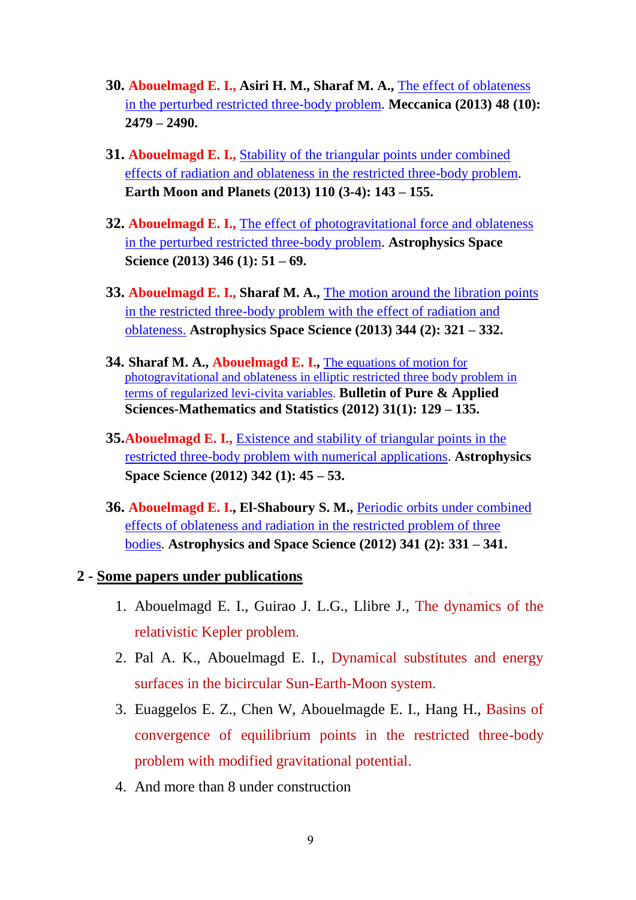30. **Abouelmagd E. I., Asiri H. M., Sharaf M. A.,** The effect of oblateness in the perturbed restricted three-body problem. **Meccanica (2013) 48 (10): 2479 – 2490.**

31. **Abouelmagd E. I.,** Stability of the triangular points under combined effects of radiation and oblateness in the restricted three-body problem. **Earth Moon and Planets (2013) 110 (3-4): 143 – 155.**

32. **Abouelmagd E. I.,** The effect of photogravitational force and oblateness in the perturbed restricted three-body problem. **Astrophysics Space Science (2013) 346 (1): 51 – 69.**

33. **Abouelmagd E. I., Sharaf M. A.,** The motion around the libration points in the restricted three-body problem with the effect of radiation and oblateness. **Astrophysics Space Science (2013) 344 (2): 321 – 332.**

34. **Sharaf M. A., Abouelmagd E. I.,** The equations of motion for photogravitational and oblateness in elliptic restricted three body problem in terms of regularized levi-civita variables. **Bulletin of Pure & Applied Sciences-Mathematics and Statistics (2012) 31(1): 129 – 135.**

35. **Abouelmagd E. I.,** Existence and stability of triangular points in the restricted three-body problem with numerical applications. **Astrophysics Space Science (2012) 342 (1): 45 – 53.**

36. **Abouelmagd E. I., El-Shaboury S. M.,** Periodic orbits under combined effects of oblateness and radiation in the restricted problem of three bodies. **Astrophysics and Space Science (2012) 341 (2): 331 – 341.**

## 2 - Some papers under publications

1. Abouelmagd E. I., Guirao J. L.G., Llibre J., The dynamics of the relativistic Kepler problem.
2. Pal A. K., Abouelmagd E. I., Dynamical substitutes and energy surfaces in the bicircular Sun-Earth-Moon system.
3. Euaggelos E. Z., Chen W, Abouelmagde E. I., Hang H., Basins of convergence of equilibrium points in the restricted three-body problem with modified gravitational potential.
4. And more than 8 under construction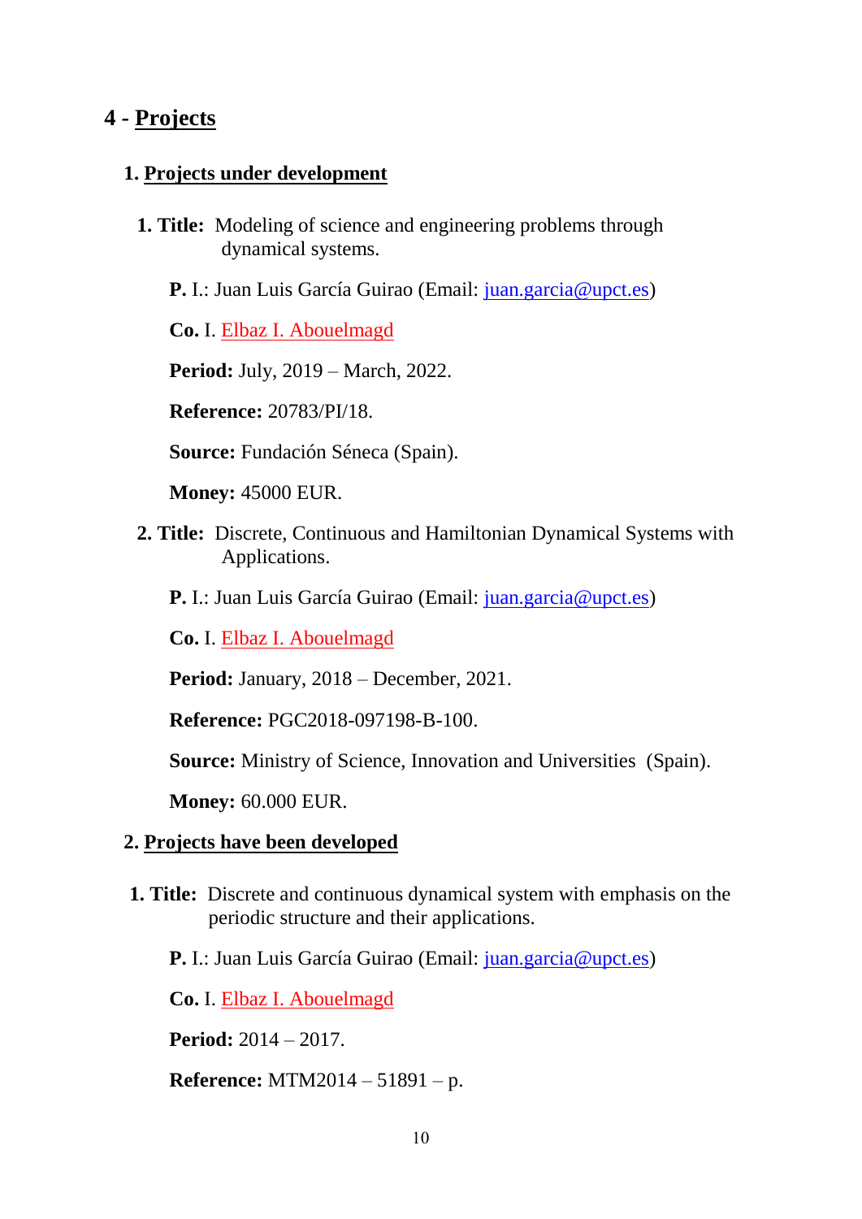# 4 - Projects

## 1. Projects under development

**1. Title:** Modeling of science and engineering problems through dynamical systems.

**P.** I.: Juan Luis García Guirao (Email: juan.garcia@upct.es)

**Co.** I. Elbaz I. Abouelmagd

**Period:** July, 2019 – March, 2022.

**Reference:** 20783/PI/18.

**Source:** Fundación Séneca (Spain).

**Money:** 45000 EUR.

**2. Title:** Discrete, Continuous and Hamiltonian Dynamical Systems with Applications.

**P.** I.: Juan Luis García Guirao (Email: juan.garcia@upct.es)

**Co.** I. Elbaz I. Abouelmagd

**Period:** January, 2018 – December, 2021.

**Reference:** PGC2018-097198-B-100.

**Source:** Ministry of Science, Innovation and Universities (Spain).

**Money:** 60.000 EUR.

## 2. Projects have been developed

**1. Title:** Discrete and continuous dynamical system with emphasis on the periodic structure and their applications.

**P.** I.: Juan Luis García Guirao (Email: juan.garcia@upct.es)

**Co.** I. Elbaz I. Abouelmagd

**Period:** 2014 – 2017.

**Reference:** MTM2014 – 51891 – p.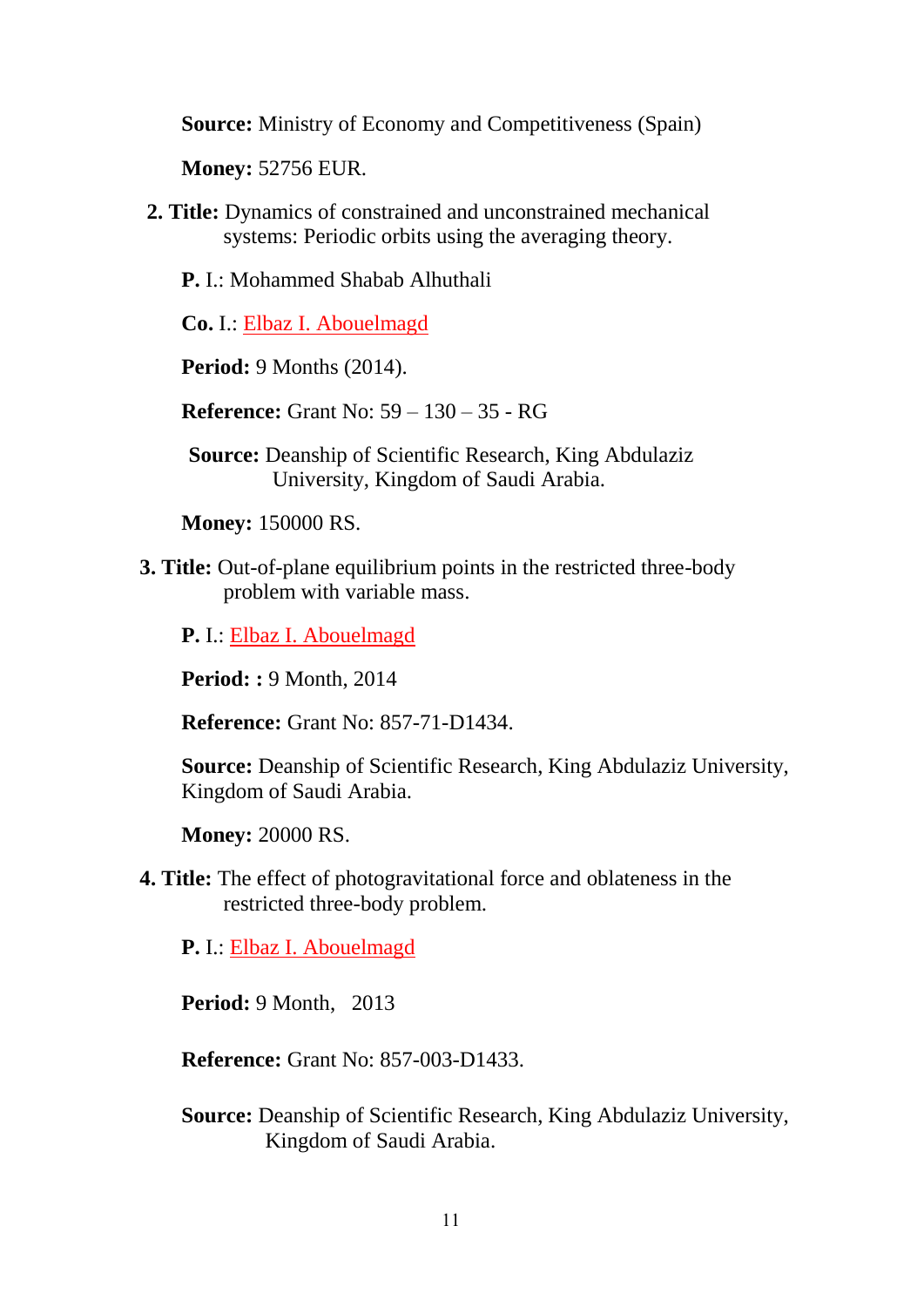**Source:** Ministry of Economy and Competitiveness (Spain)

**Money:** 52756 EUR.

2. **Title:** Dynamics of constrained and unconstrained mechanical systems: Periodic orbits using the averaging theory.

   **P.** I.: Mohammed Shabab Alhuthali

   **Co.** I.: Elbaz I. Abouelmagd

   **Period:** 9 Months (2014).

   **Reference:** Grant No: 59 – 130 – 35 - RG

   **Source:** Deanship of Scientific Research, King Abdulaziz University, Kingdom of Saudi Arabia.

   **Money:** 150000 RS.

3. **Title:** Out-of-plane equilibrium points in the restricted three-body problem with variable mass.

   **P.** I.: Elbaz I. Abouelmagd

   **Period: :** 9 Month, 2014

   **Reference:** Grant No: 857-71-D1434.

   **Source:** Deanship of Scientific Research, King Abdulaziz University, Kingdom of Saudi Arabia.

   **Money:** 20000 RS.

4. **Title:** The effect of photogravitational force and oblateness in the restricted three-body problem.

   **P.** I.: Elbaz I. Abouelmagd

   **Period:** 9 Month, 2013

   **Reference:** Grant No: 857-003-D1433.

   **Source:** Deanship of Scientific Research, King Abdulaziz University, Kingdom of Saudi Arabia.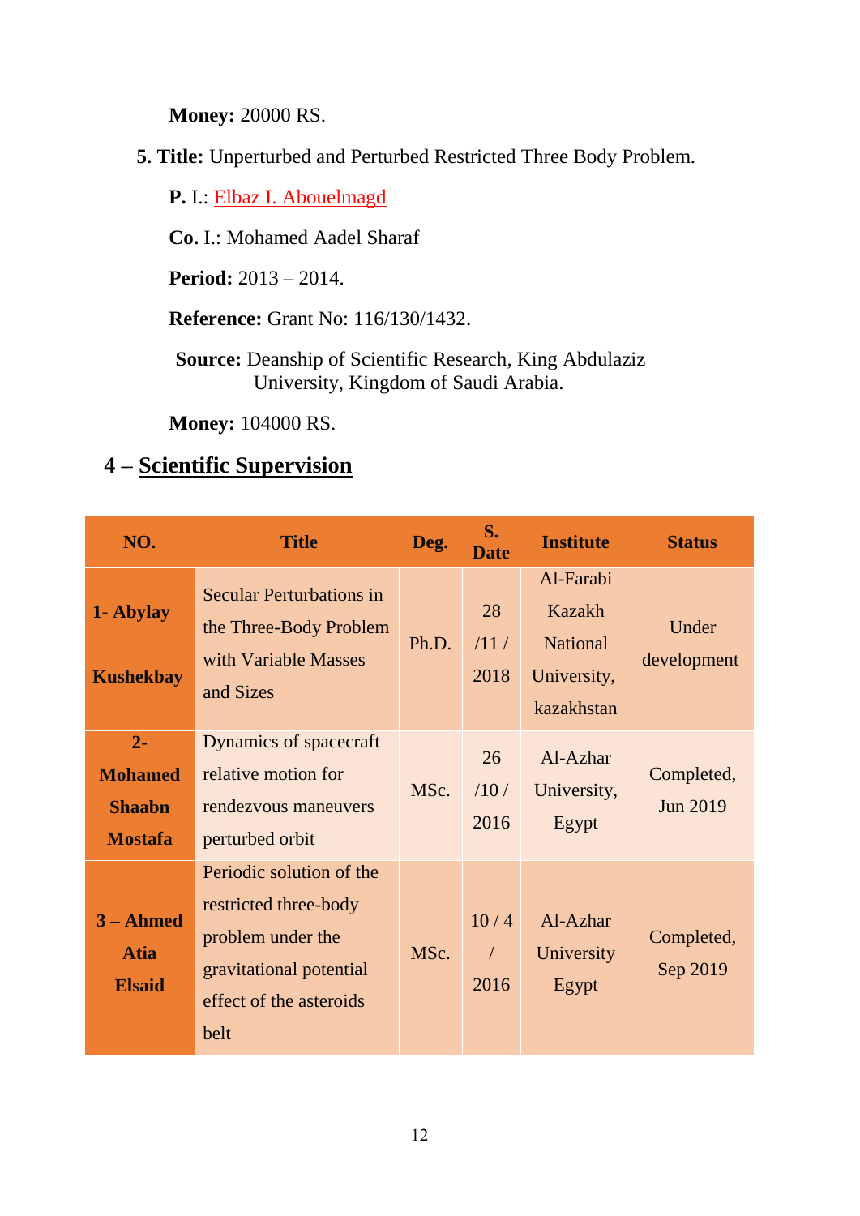**Money:** 20000 RS.

**5. Title:** Unperturbed and Perturbed Restricted Three Body Problem.

**P.** I.: Elbaz I. Abouelmagd

**Co.** I.: Mohamed Aadel Sharaf

**Period:** 2013 – 2014.

**Reference:** Grant No: 116/130/1432.

**Source:** Deanship of Scientific Research, King Abdulaziz University, Kingdom of Saudi Arabia.

**Money:** 104000 RS.

## 4 – Scientific Supervision

| NO. | Title | Deg. | S. Date | Institute | Status |
|---|---|---|---|---|---|
| **1- Abylay Kushekbay** | Secular Perturbations in the Three-Body Problem with Variable Masses and Sizes | Ph.D. | 28 /11 / 2018 | Al-Farabi Kazakh National University, kazakhstan | Under development |
| **2- Mohamed Shaabn Mostafa** | Dynamics of spacecraft relative motion for rendezvous maneuvers perturbed orbit | MSc. | 26 /10 / 2016 | Al-Azhar University, Egypt | Completed, Jun 2019 |
| **3 – Ahmed Atia Elsaid** | Periodic solution of the restricted three-body problem under the gravitational potential effect of the asteroids belt | MSc. | 10 / 4 / 2016 | Al-Azhar University Egypt | Completed, Sep 2019 |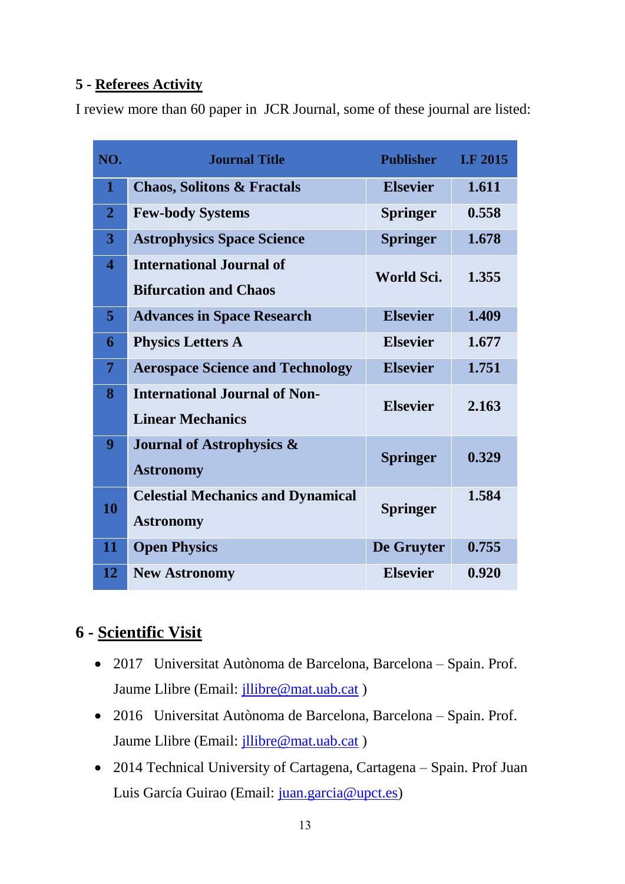## 5 - Referees Activity

I review more than 60 paper in JCR Journal, some of these journal are listed:

| NO. | Journal Title | Publisher | I.F 2015 |
|---|---|---|---|
| 1 | Chaos, Solitons & Fractals | Elsevier | 1.611 |
| 2 | Few-body Systems | Springer | 0.558 |
| 3 | Astrophysics Space Science | Springer | 1.678 |
| 4 | International Journal of Bifurcation and Chaos | World Sci. | 1.355 |
| 5 | Advances in Space Research | Elsevier | 1.409 |
| 6 | Physics Letters A | Elsevier | 1.677 |
| 7 | Aerospace Science and Technology | Elsevier | 1.751 |
| 8 | International Journal of Non-Linear Mechanics | Elsevier | 2.163 |
| 9 | Journal of Astrophysics & Astronomy | Springer | 0.329 |
| 10 | Celestial Mechanics and Dynamical Astronomy | Springer | 1.584 |
| 11 | Open Physics | De Gruyter | 0.755 |
| 12 | New Astronomy | Elsevier | 0.920 |

## 6 - Scientific Visit

- 2017 Universitat Autònoma de Barcelona, Barcelona – Spain. Prof. Jaume Llibre (Email: jllibre@mat.uab.cat )
- 2016 Universitat Autònoma de Barcelona, Barcelona – Spain. Prof. Jaume Llibre (Email: jllibre@mat.uab.cat )
- 2014 Technical University of Cartagena, Cartagena – Spain. Prof Juan Luis García Guirao (Email: juan.garcia@upct.es)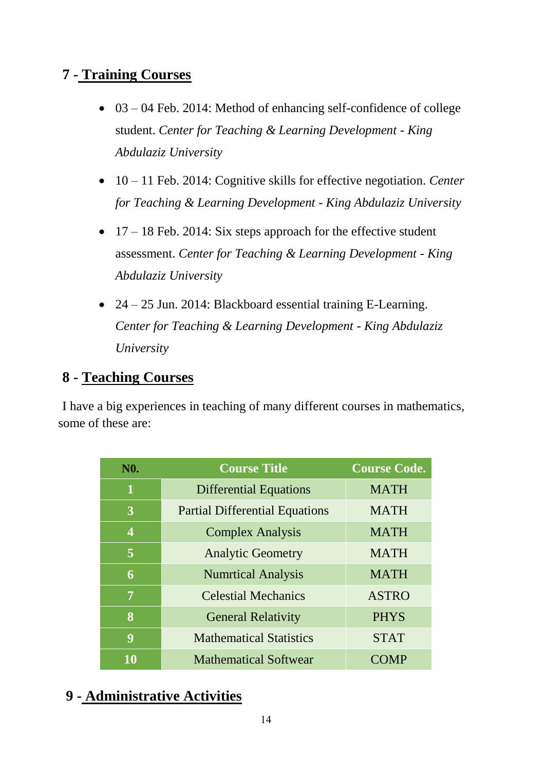## 7 - Training Courses

- 03 – 04 Feb. 2014: Method of enhancing self-confidence of college student. *Center for Teaching & Learning Development - King Abdulaziz University*
- 10 – 11 Feb. 2014: Cognitive skills for effective negotiation. *Center for Teaching & Learning Development - King Abdulaziz University*
- 17 – 18 Feb. 2014: Six steps approach for the effective student assessment. *Center for Teaching & Learning Development - King Abdulaziz University*
- 24 – 25 Jun. 2014: Blackboard essential training E-Learning. *Center for Teaching & Learning Development - King Abdulaziz University*

## 8 - Teaching Courses

I have a big experiences in teaching of many different courses in mathematics, some of these are:

| N0. | Course Title | Course Code. |
|---|---|---|
| 1 | Differential Equations | MATH |
| 3 | Partial Differential Equations | MATH |
| 4 | Complex Analysis | MATH |
| 5 | Analytic Geometry | MATH |
| 6 | Numrtical Analysis | MATH |
| 7 | Celestial Mechanics | ASTRO |
| 8 | General Relativity | PHYS |
| 9 | Mathematical Statistics | STAT |
| 10 | Mathematical Softwear | COMP |

## 9 - Administrative Activities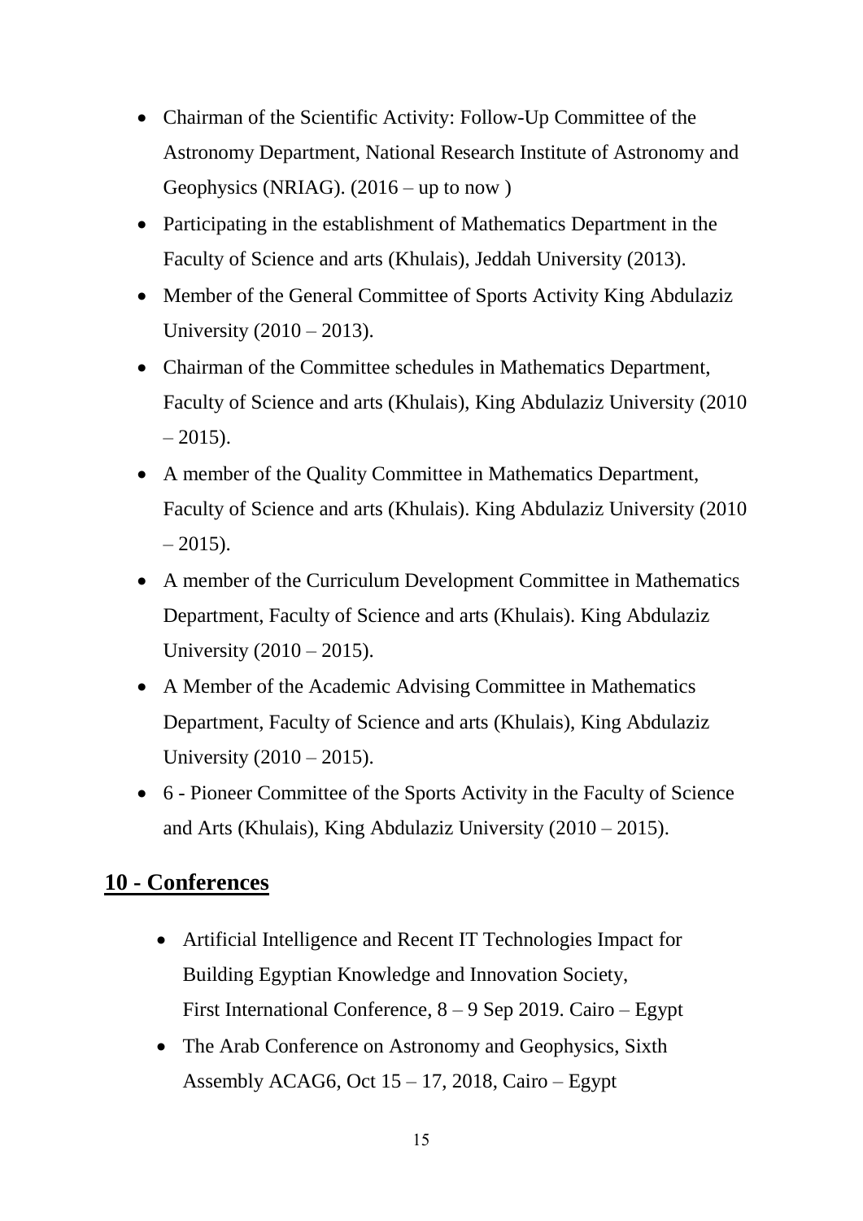- Chairman of the Scientific Activity: Follow-Up Committee of the Astronomy Department, National Research Institute of Astronomy and Geophysics (NRIAG). (2016 – up to now )
- Participating in the establishment of Mathematics Department in the Faculty of Science and arts (Khulais), Jeddah University (2013).
- Member of the General Committee of Sports Activity King Abdulaziz University (2010 – 2013).
- Chairman of the Committee schedules in Mathematics Department, Faculty of Science and arts (Khulais), King Abdulaziz University (2010 – 2015).
- A member of the Quality Committee in Mathematics Department, Faculty of Science and arts (Khulais). King Abdulaziz University (2010 – 2015).
- A member of the Curriculum Development Committee in Mathematics Department, Faculty of Science and arts (Khulais). King Abdulaziz University (2010 – 2015).
- A Member of the Academic Advising Committee in Mathematics Department, Faculty of Science and arts (Khulais), King Abdulaziz University (2010 – 2015).
- 6 - Pioneer Committee of the Sports Activity in the Faculty of Science and Arts (Khulais), King Abdulaziz University (2010 – 2015).

## 10 - Conferences

- Artificial Intelligence and Recent IT Technologies Impact for Building Egyptian Knowledge and Innovation Society, First International Conference, 8 – 9 Sep 2019. Cairo – Egypt
- The Arab Conference on Astronomy and Geophysics, Sixth Assembly ACAG6, Oct 15 – 17, 2018, Cairo – Egypt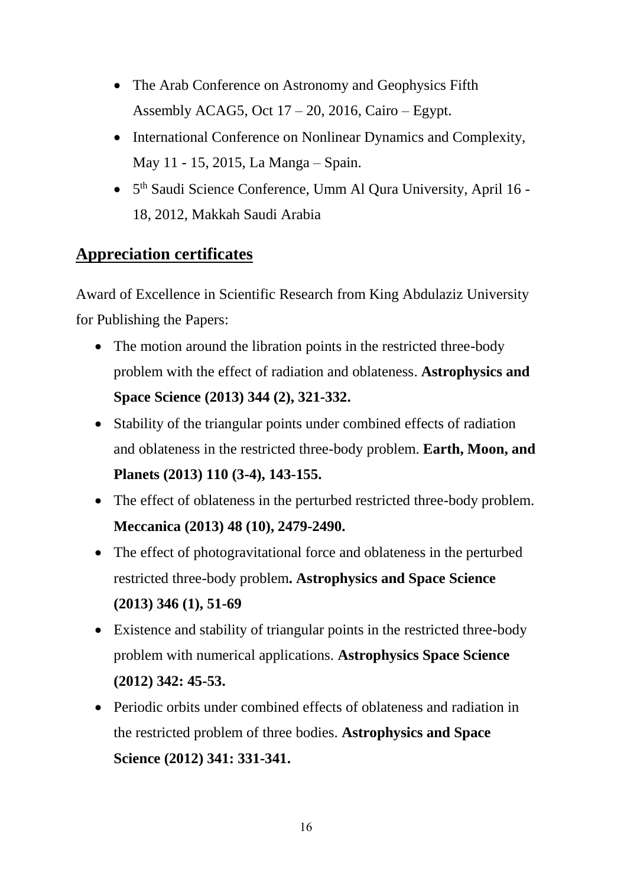- The Arab Conference on Astronomy and Geophysics Fifth Assembly ACAG5, Oct 17 – 20, 2016, Cairo – Egypt.
- International Conference on Nonlinear Dynamics and Complexity, May 11 - 15, 2015, La Manga – Spain.
- 5th Saudi Science Conference, Umm Al Qura University, April 16 - 18, 2012, Makkah Saudi Arabia

## Appreciation certificates

Award of Excellence in Scientific Research from King Abdulaziz University for Publishing the Papers:

- The motion around the libration points in the restricted three-body problem with the effect of radiation and oblateness. **Astrophysics and Space Science (2013) 344 (2), 321-332.**
- Stability of the triangular points under combined effects of radiation and oblateness in the restricted three-body problem. **Earth, Moon, and Planets (2013) 110 (3-4), 143-155.**
- The effect of oblateness in the perturbed restricted three-body problem. **Meccanica (2013) 48 (10), 2479-2490.**
- The effect of photogravitational force and oblateness in the perturbed restricted three-body problem**. Astrophysics and Space Science (2013) 346 (1), 51-69**
- Existence and stability of triangular points in the restricted three-body problem with numerical applications. **Astrophysics Space Science (2012) 342: 45-53.**
- Periodic orbits under combined effects of oblateness and radiation in the restricted problem of three bodies. **Astrophysics and Space Science (2012) 341: 331-341.**